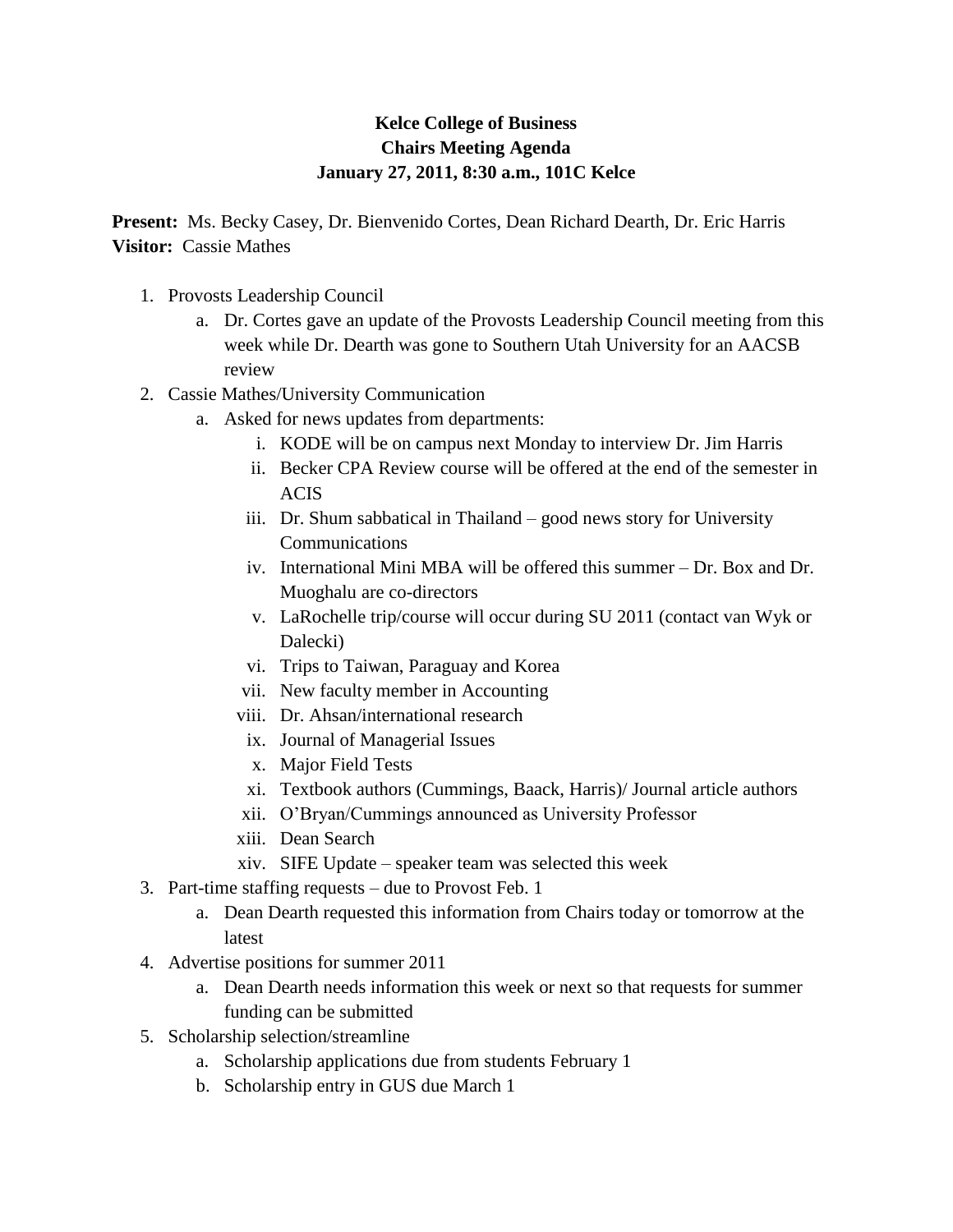**Kelce College of Business**
**Chairs Meeting Agenda**
**January 27, 2011, 8:30 a.m., 101C Kelce**

**Present:** Ms. Becky Casey, Dr. Bienvenido Cortes, Dean Richard Dearth, Dr. Eric Harris
**Visitor:** Cassie Mathes

1. Provosts Leadership Council
    a. Dr. Cortes gave an update of the Provosts Leadership Council meeting from this week while Dr. Dearth was gone to Southern Utah University for an AACSB review
2. Cassie Mathes/University Communication
    a. Asked for news updates from departments:
        i. KODE will be on campus next Monday to interview Dr. Jim Harris
        ii. Becker CPA Review course will be offered at the end of the semester in ACIS
        iii. Dr. Shum sabbatical in Thailand – good news story for University Communications
        iv. International Mini MBA will be offered this summer – Dr. Box and Dr. Muoghalu are co-directors
        v. LaRochelle trip/course will occur during SU 2011 (contact van Wyk or Dalecki)
        vi. Trips to Taiwan, Paraguay and Korea
        vii. New faculty member in Accounting
        viii. Dr. Ahsan/international research
        ix. Journal of Managerial Issues
        x. Major Field Tests
        xi. Textbook authors (Cummings, Baack, Harris)/ Journal article authors
        xii. O'Bryan/Cummings announced as University Professor
        xiii. Dean Search
        xiv. SIFE Update – speaker team was selected this week
3. Part-time staffing requests – due to Provost Feb. 1
    a. Dean Dearth requested this information from Chairs today or tomorrow at the latest
4. Advertise positions for summer 2011
    a. Dean Dearth needs information this week or next so that requests for summer funding can be submitted
5. Scholarship selection/streamline
    a. Scholarship applications due from students February 1
    b. Scholarship entry in GUS due March 1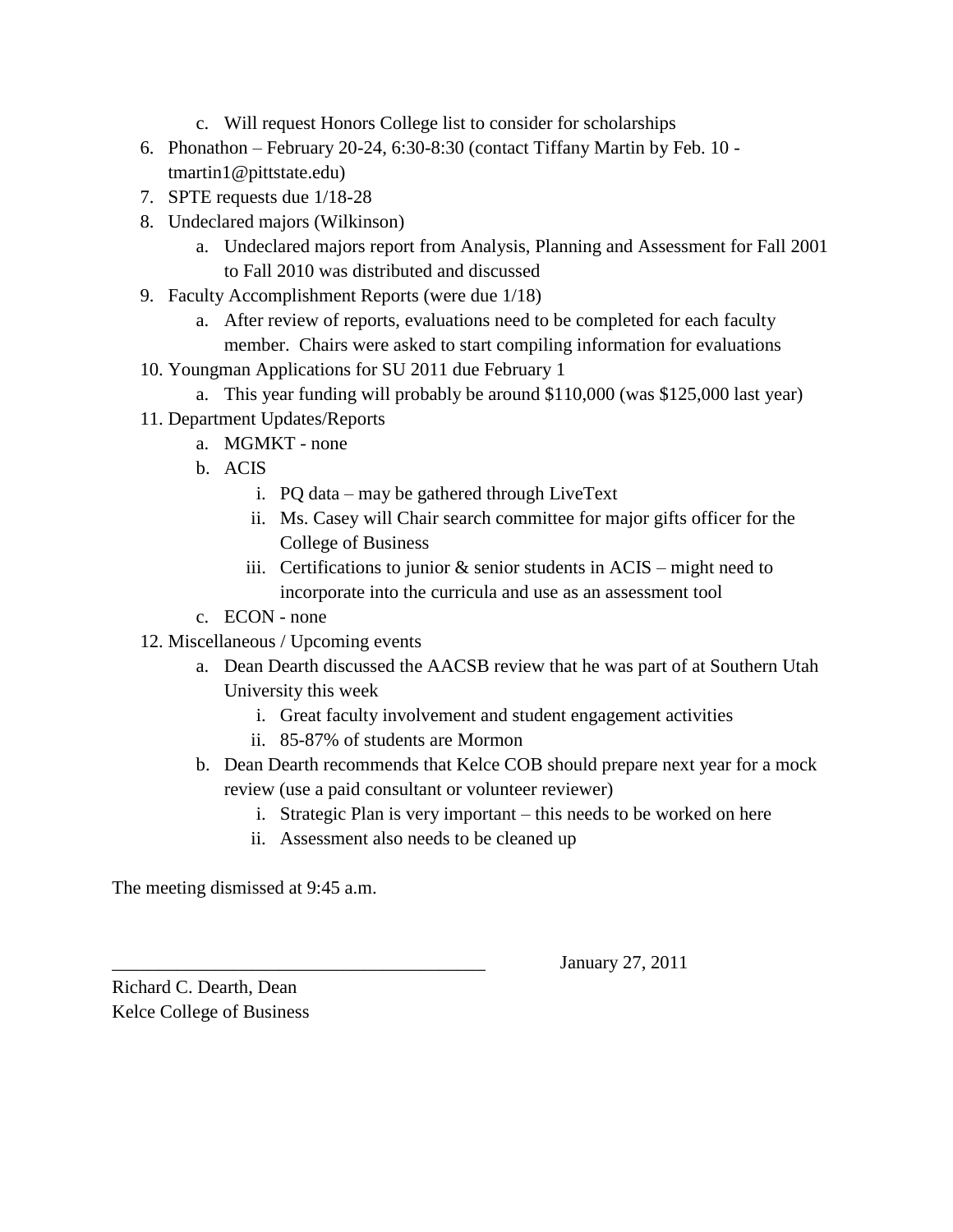c. Will request Honors College list to consider for scholarships

6. Phonathon – February 20-24, 6:30-8:30 (contact Tiffany Martin by Feb. 10 - tmartin1@pittstate.edu)
7. SPTE requests due 1/18-28
8. Undeclared majors (Wilkinson)
   a. Undeclared majors report from Analysis, Planning and Assessment for Fall 2001 to Fall 2010 was distributed and discussed
9. Faculty Accomplishment Reports (were due 1/18)
   a. After review of reports, evaluations need to be completed for each faculty member. Chairs were asked to start compiling information for evaluations
10. Youngman Applications for SU 2011 due February 1
    a. This year funding will probably be around $110,000 (was $125,000 last year)
11. Department Updates/Reports
    a. MGMKT - none
    b. ACIS
       i. PQ data – may be gathered through LiveText
       ii. Ms. Casey will Chair search committee for major gifts officer for the College of Business
       iii. Certifications to junior & senior students in ACIS – might need to incorporate into the curricula and use as an assessment tool
    c. ECON - none
12. Miscellaneous / Upcoming events
    a. Dean Dearth discussed the AACSB review that he was part of at Southern Utah University this week
       i. Great faculty involvement and student engagement activities
       ii. 85-87% of students are Mormon
    b. Dean Dearth recommends that Kelce COB should prepare next year for a mock review (use a paid consultant or volunteer reviewer)
       i. Strategic Plan is very important – this needs to be worked on here
       ii. Assessment also needs to be cleaned up

The meeting dismissed at 9:45 a.m.

_________________________________________ January 27, 2011

Richard C. Dearth, Dean
Kelce College of Business